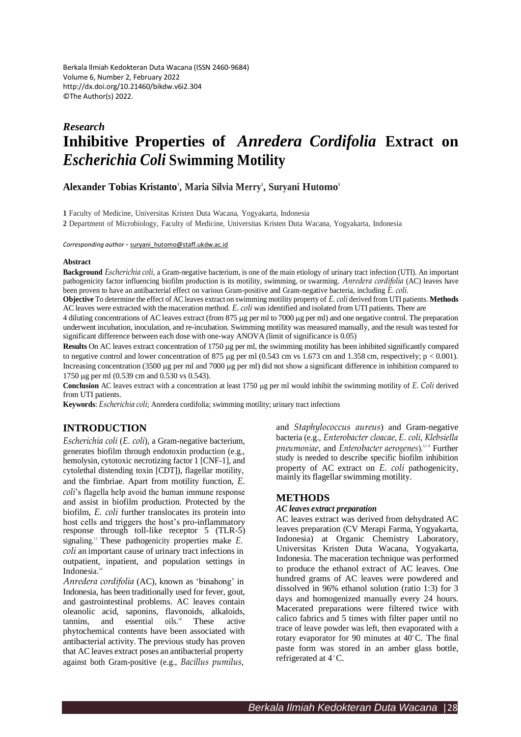Berkala Ilmiah Kedokteran Duta Wacana (ISSN 2460-9684)
Volume 6, Number 2, February 2022
http://dx.doi.org/10.21460/bikdw.v6i2.304
©The Author(s) 2022.

***Research***

# Inhibitive Properties of *Anredera Cordifolia* Extract on *Escherichia Coli* Swimming Motility

**Alexander Tobias Kristanto[1], Maria Silvia Merry[1], Suryani Hutomo[1]**

**1** Faculty of Medicine, Universitas Kristen Duta Wacana, Yogyakarta, Indonesia

**2** Department of Microbiology, Faculty of Medicine, Universitas Kristen Duta Wacana, Yogyakarta, Indonesia

*Corresponding author* - suryani_hutomo@staff.ukdw.ac.id

**Abstract**

**Background** *Escherichia coli*, a Gram-negative bacterium, is one of the main etiology of urinary tract infection (UTI). An important pathogenicity factor influencing biofilm production is its motility, swimming, or swarming. *Anredera cordifolia* (AC) leaves have been proven to have an antibacterial effect on various Gram-positive and Gram-negative bacteria, including *E. coli*.

**Objective** To determine the effect of AC leaves extract on swimming motility property of *E. coli* derived from UTI patients. **Methods** AC leaves were extracted with the maceration method. *E. coli* was identified and isolated from UTI patients. There are 4 diluting concentrations of AC leaves extract (from 875 μg per ml to 7000 μg per ml) and one negative control. The preparation underwent incubation, inoculation, and re-incubation. Swimming motility was measured manually, and the result was tested for significant difference between each dose with one-way ANOVA (limit of significance is 0.05)

**Results** On AC leaves extract concentration of 1750 μg per ml, the swimming motility has been inhibited significantly compared to negative control and lower concentration of 875 μg per ml (0.543 cm vs 1.673 cm and 1.358 cm, respectively; $p < 0.001$). Increasing concentration (3500 μg per ml and 7000 μg per ml) did not show a significant difference in inhibition compared to 1750 μg per ml (0.539 cm and 0.530 vs 0.543).

**Conclusion** AC leaves extract with a concentration at least 1750 μg per ml would inhibit the swimming motility of *E. Coli* derived from UTI patients.

**Keywords**: *Escherichia coli*; Anredera cordifolia; swimming motility; urinary tract infections

## INTRODUCTION

*Escherichia coli* (*E. coli*), a Gram-negative bacterium, generates biofilm through endotoxin production (e.g., hemolysin, cytotoxic necrotizing factor 1 [CNF-1], and cytolethal distending toxin [CDT]), flagellar motility, and the fimbriae. Apart from motility function, *E. coli*'s flagella help avoid the human immune response and assist in biofilm production. Protected by the biofilm, *E. coli* further translocates its protein into host cells and triggers the host's pro-inflammatory response through toll-like receptor 5 (TLR-5) signaling.[1,2] These pathogenicity properties make *E. coli* an important cause of urinary tract infections in outpatient, inpatient, and population settings in Indonesia.[3,4]

*Anredera cordifolia* (AC), known as 'binahong' in Indonesia, has been traditionally used for fever, gout, and gastrointestinal problems. AC leaves contain oleanolic acid, saponins, flavonoids, alkaloids, tannins, and essential oils.[5,6] These active phytochemical contents have been associated with antibacterial activity. The previous study has proven that AC leaves extract poses an antibacterial property against both Gram-positive (e.g., *Bacillus pumilus*, and *Staphylococcus aureus*) and Gram-negative bacteria (e.g., *Enterobacter cloacae*, *E. coli*, *Klebsiella pneumoniae*, and *Enterobacter aerogenes*).[5,7-9] Further study is needed to describe specific biofilm inhibition property of AC extract on *E. coli* pathogenicity, mainly its flagellar swimming motility.

## METHODS

### *AC leaves extract preparation*

AC leaves extract was derived from dehydrated AC leaves preparation (CV Merapi Farma, Yogyakarta, Indonesia) at Organic Chemistry Laboratory, Universitas Kristen Duta Wacana, Yogyakarta, Indonesia. The maceration technique was performed to produce the ethanol extract of AC leaves. One hundred grams of AC leaves were powdered and dissolved in 96% ethanol solution (ratio 1:3) for 3 days and homogenized manually every 24 hours. Macerated preparations were filtered twice with calico fabrics and 5 times with filter paper until no trace of leave powder was left, then evaporated with a rotary evaporator for 90 minutes at 40°C. The final paste form was stored in an amber glass bottle, refrigerated at 4°C.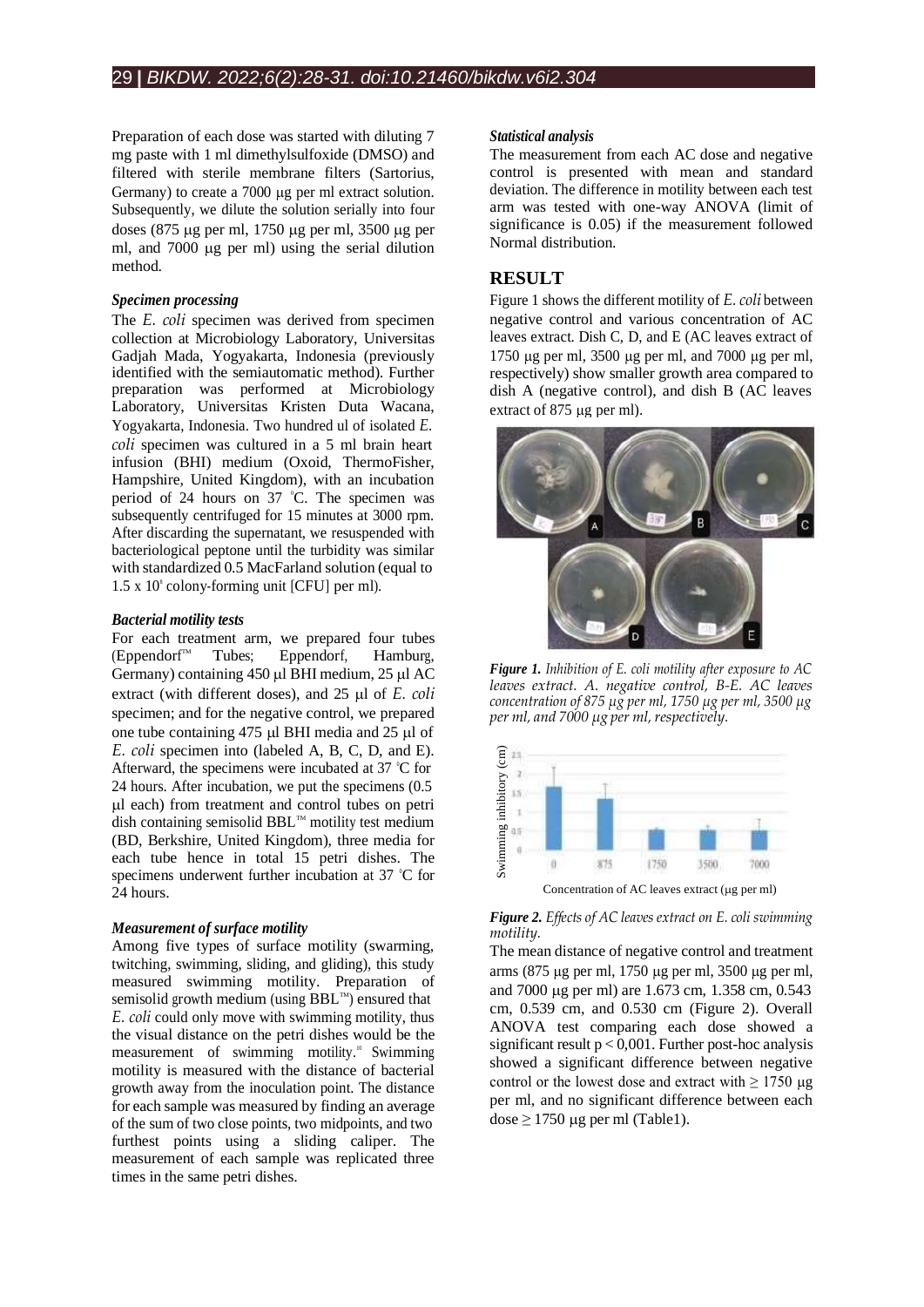Preparation of each dose was started with diluting 7 mg paste with 1 ml dimethylsulfoxide (DMSO) and filtered with sterile membrane filters (Sartorius, Germany) to create a 7000 μg per ml extract solution. Subsequently, we dilute the solution serially into four doses (875 μg per ml, 1750 μg per ml, 3500 μg per ml, and 7000 μg per ml) using the serial dilution method.

### *Specimen processing*

The *E. coli* specimen was derived from specimen collection at Microbiology Laboratory, Universitas Gadjah Mada, Yogyakarta, Indonesia (previously identified with the semiautomatic method). Further preparation was performed at Microbiology Laboratory, Universitas Kristen Duta Wacana, Yogyakarta, Indonesia. Two hundred ul of isolated *E. coli* specimen was cultured in a 5 ml brain heart infusion (BHI) medium (Oxoid, ThermoFisher, Hampshire, United Kingdom), with an incubation period of 24 hours on 37 °C. The specimen was subsequently centrifuged for 15 minutes at 3000 rpm. After discarding the supernatant, we resuspended with bacteriological peptone until the turbidity was similar with standardized 0.5 MacFarland solution (equal to $1.5 \times 10^8$ colony-forming unit [CFU] per ml).

### *Bacterial motility tests*

For each treatment arm, we prepared four tubes (Eppendorf™ Tubes; Eppendorf, Hamburg, Germany) containing 450 μl BHI medium, 25 μl AC extract (with different doses), and 25 μl of *E. coli* specimen; and for the negative control, we prepared one tube containing 475 μl BHI media and 25 μl of *E. coli* specimen into (labeled A, B, C, D, and E). Afterward, the specimens were incubated at 37 °C for 24 hours. After incubation, we put the specimens (0.5 μl each) from treatment and control tubes on petri dish containing semisolid BBL™ motility test medium (BD, Berkshire, United Kingdom), three media for each tube hence in total 15 petri dishes. The specimens underwent further incubation at 37 °C for 24 hours.

### *Measurement of surface motility*

Among five types of surface motility (swarming, twitching, swimming, sliding, and gliding), this study measured swimming motility. Preparation of semisolid growth medium (using BBL™) ensured that *E. coli* could only move with swimming motility, thus the visual distance on the petri dishes would be the measurement of swimming motility.[10] Swimming motility is measured with the distance of bacterial growth away from the inoculation point. The distance for each sample was measured by finding an average of the sum of two close points, two midpoints, and two furthest points using a sliding caliper. The measurement of each sample was replicated three times in the same petri dishes.

### *Statistical analysis*

The measurement from each AC dose and negative control is presented with mean and standard deviation. The difference in motility between each test arm was tested with one-way ANOVA (limit of significance is 0.05) if the measurement followed Normal distribution.

## RESULT

Figure 1 shows the different motility of *E. coli* between negative control and various concentration of AC leaves extract. Dish C, D, and E (AC leaves extract of 1750 μg per ml, 3500 μg per ml, and 7000 μg per ml, respectively) show smaller growth area compared to dish A (negative control), and dish B (AC leaves extract of 875 μg per ml).

***Figure 1.*** *Inhibition of E. coli motility after exposure to AC leaves extract. A. negative control, B-E. AC leaves concentration of 875 μg per ml, 1750 μg per ml, 3500 μg per ml, and 7000 μg per ml, respectively.*

***Figure 2.*** *Effects of AC leaves extract on E. coli swimming motility.*

The mean distance of negative control and treatment arms (875 μg per ml, 1750 μg per ml, 3500 μg per ml, and 7000 μg per ml) are 1.673 cm, 1.358 cm, 0.543 cm, 0.539 cm, and 0.530 cm (Figure 2). Overall ANOVA test comparing each dose showed a significant result $p < 0,001$. Further post-hoc analysis showed a significant difference between negative control or the lowest dose and extract with ≥ 1750 μg per ml, and no significant difference between each dose ≥ 1750 μg per ml (Table1).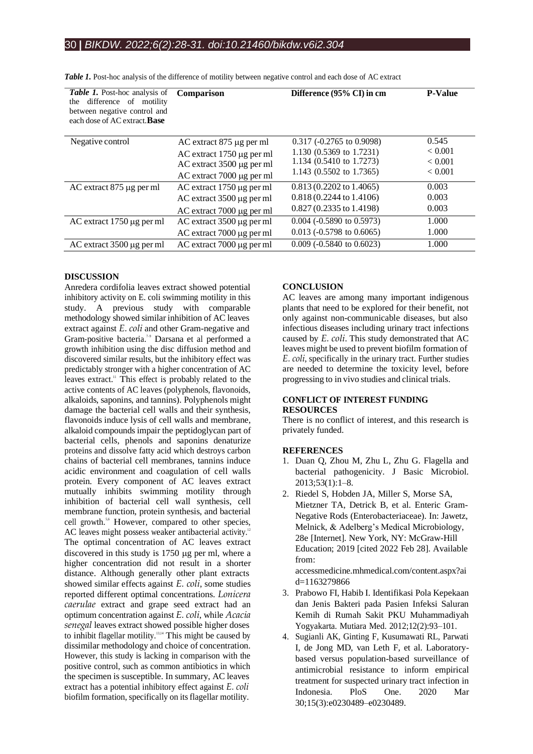*Table 1.* Post-hoc analysis of the difference of motility between negative control and each dose of AC extract

| *Table 1.* Post-hoc analysis of the difference of motility between negative control and each dose of AC extract. **Base** | Comparison | Difference (95% CI) in cm | P-Value |
|---|---|---|---|
| Negative control | AC extract 875 μg per ml | 0.317 (-0.2765 to 0.9098) | 0.545 |
| | AC extract 1750 μg per ml | 1.130 (0.5369 to 1.7231) | < 0.001 |
| | AC extract 3500 μg per ml | 1.134 (0.5410 to 1.7273) | < 0.001 |
| | AC extract 7000 μg per ml | 1.143 (0.5502 to 1.7365) | < 0.001 |
| AC extract 875 μg per ml | AC extract 1750 μg per ml | 0.813 (0.2202 to 1.4065) | 0.003 |
| | AC extract 3500 μg per ml | 0.818 (0.2244 to 1.4106) | 0.003 |
| | AC extract 7000 μg per ml | 0.827 (0.2335 to 1.4198) | 0.003 |
| AC extract 1750 μg per ml | AC extract 3500 μg per ml | 0.004 (-0.5890 to 0.5973) | 1.000 |
| | AC extract 7000 μg per ml | 0.013 (-0.5798 to 0.6065) | 1.000 |
| AC extract 3500 μg per ml | AC extract 7000 μg per ml | 0.009 (-0.5840 to 0.6023) | 1.000 |

## DISCUSSION

Anredera cordifolia leaves extract showed potential inhibitory activity on E. coli swimming motility in this study. A previous study with comparable methodology showed similar inhibition of AC leaves extract against *E. coli* and other Gram-negative and Gram-positive bacteria.[7-9] Darsana et al performed a growth inhibition using the disc diffusion method and discovered similar results, but the inhibitory effect was predictably stronger with a higher concentration of AC leaves extract.[11] This effect is probably related to the active contents of AC leaves (polyphenols, flavonoids, alkaloids, saponins, and tannins). Polyphenols might damage the bacterial cell walls and their synthesis, flavonoids induce lysis of cell walls and membrane, alkaloid compounds impair the peptidoglycan part of bacterial cells, phenols and saponins denaturize proteins and dissolve fatty acid which destroys carbon chains of bacterial cell membranes, tannins induce acidic environment and coagulation of cell walls protein. Every component of AC leaves extract mutually inhibits swimming motility through inhibition of bacterial cell wall synthesis, cell membrane function, protein synthesis, and bacterial cell growth.[5,6] However, compared to other species, AC leaves might possess weaker antibacterial activity.[12] The optimal concentration of AC leaves extract discovered in this study is 1750 μg per ml, where a higher concentration did not result in a shorter distance. Although generally other plant extracts showed similar effects against *E. coli*, some studies reported different optimal concentrations. *Lonicera caerulae* extract and grape seed extract had an optimum concentration against *E. coli*, while *Acacia senegal* leaves extract showed possible higher doses to inhibit flagellar motility.[13,14] This might be caused by dissimilar methodology and choice of concentration. However, this study is lacking in comparison with the positive control, such as common antibiotics in which the specimen is susceptible. In summary, AC leaves extract has a potential inhibitory effect against *E. coli* biofilm formation, specifically on its flagellar motility.

## CONCLUSION

AC leaves are among many important indigenous plants that need to be explored for their benefit, not only against non-communicable diseases, but also infectious diseases including urinary tract infections caused by *E. coli*. This study demonstrated that AC leaves might be used to prevent biofilm formation of *E. coli*, specifically in the urinary tract. Further studies are needed to determine the toxicity level, before progressing to in vivo studies and clinical trials.

## CONFLICT OF INTEREST FUNDING RESOURCES

There is no conflict of interest, and this research is privately funded.

## REFERENCES

1. Duan Q, Zhou M, Zhu L, Zhu G. Flagella and bacterial pathogenicity. J Basic Microbiol. 2013;53(1):1–8.
2. Riedel S, Hobden JA, Miller S, Morse SA, Mietzner TA, Detrick B, et al. Enteric Gram-Negative Rods (Enterobacteriaceae). In: Jawetz, Melnick, & Adelberg's Medical Microbiology, 28e [Internet]. New York, NY: McGraw-Hill Education; 2019 [cited 2022 Feb 28]. Available from: accessmedicine.mhmedical.com/content.aspx?aid=1163279866
3. Prabowo FI, Habib I. Identifikasi Pola Kepekaan dan Jenis Bakteri pada Pasien Infeksi Saluran Kemih di Rumah Sakit PKU Muhammadiyah Yogyakarta. Mutiara Med. 2012;12(2):93–101.
4. Sugianli AK, Ginting F, Kusumawati RL, Parwati I, de Jong MD, van Leth F, et al. Laboratory-based versus population-based surveillance of antimicrobial resistance to inform empirical treatment for suspected urinary tract infection in Indonesia. PloS One. 2020 Mar 30;15(3):e0230489–e0230489.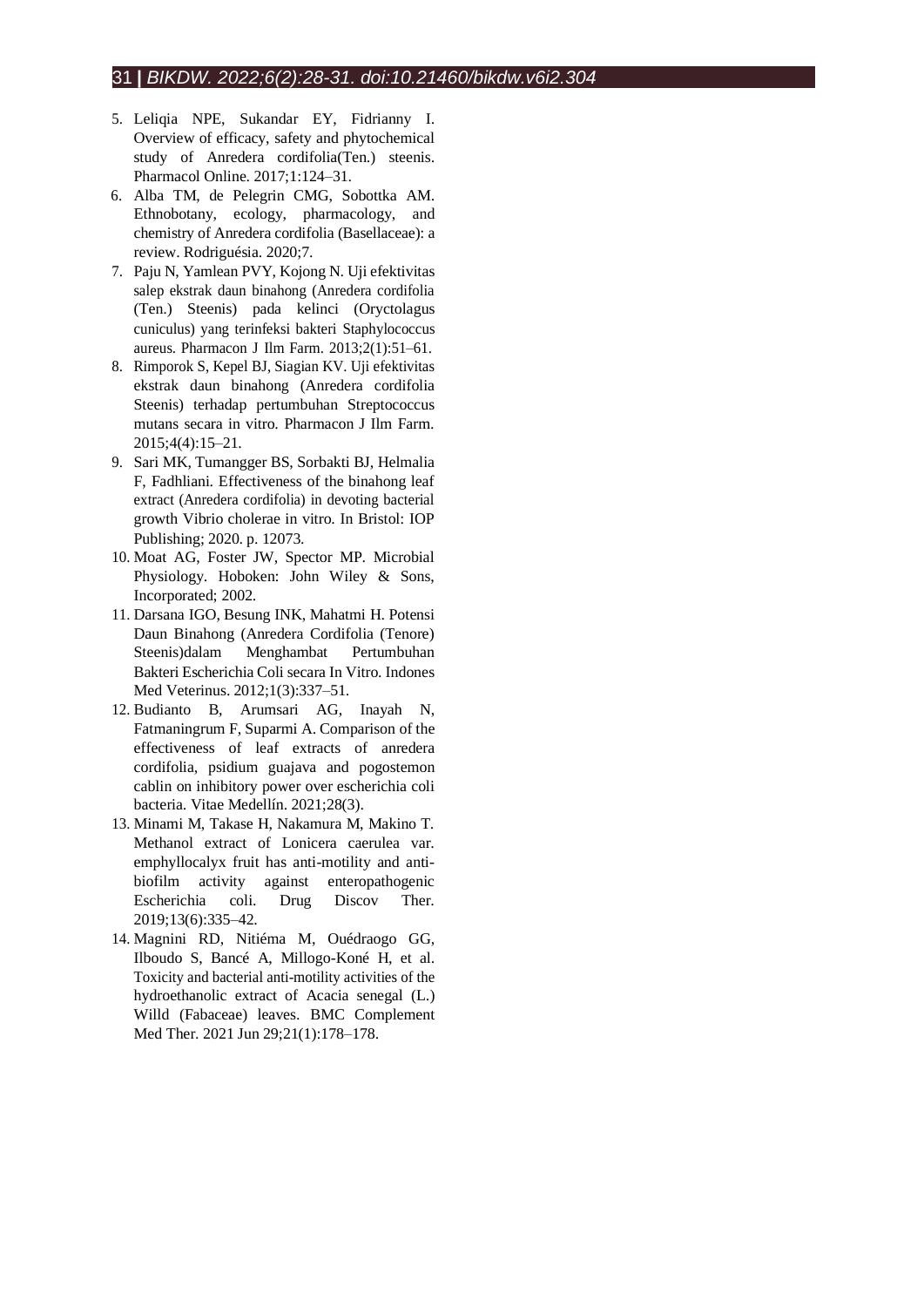5. Leliqia NPE, Sukandar EY, Fidrianny I. Overview of efficacy, safety and phytochemical study of Anredera cordifolia(Ten.) steenis. Pharmacol Online. 2017;1:124–31.
6. Alba TM, de Pelegrin CMG, Sobottka AM. Ethnobotany, ecology, pharmacology, and chemistry of Anredera cordifolia (Basellaceae): a review. Rodriguésia. 2020;7.
7. Paju N, Yamlean PVY, Kojong N. Uji efektivitas salep ekstrak daun binahong (Anredera cordifolia (Ten.) Steenis) pada kelinci (Oryctolagus cuniculus) yang terinfeksi bakteri Staphylococcus aureus. Pharmacon J Ilm Farm. 2013;2(1):51–61.
8. Rimporok S, Kepel BJ, Siagian KV. Uji efektivitas ekstrak daun binahong (Anredera cordifolia Steenis) terhadap pertumbuhan Streptococcus mutans secara in vitro. Pharmacon J Ilm Farm. 2015;4(4):15–21.
9. Sari MK, Tumangger BS, Sorbakti BJ, Helmalia F, Fadhliani. Effectiveness of the binahong leaf extract (Anredera cordifolia) in devoting bacterial growth Vibrio cholerae in vitro. In Bristol: IOP Publishing; 2020. p. 12073.
10. Moat AG, Foster JW, Spector MP. Microbial Physiology. Hoboken: John Wiley & Sons, Incorporated; 2002.
11. Darsana IGO, Besung INK, Mahatmi H. Potensi Daun Binahong (Anredera Cordifolia (Tenore) Steenis)dalam Menghambat Pertumbuhan Bakteri Escherichia Coli secara In Vitro. Indones Med Veterinus. 2012;1(3):337–51.
12. Budianto B, Arumsari AG, Inayah N, Fatmaningrum F, Suparmi A. Comparison of the effectiveness of leaf extracts of anredera cordifolia, psidium guajava and pogostemon cablin on inhibitory power over escherichia coli bacteria. Vitae Medellín. 2021;28(3).
13. Minami M, Takase H, Nakamura M, Makino T. Methanol extract of Lonicera caerulea var. emphyllocalyx fruit has anti-motility and anti-biofilm activity against enteropathogenic Escherichia coli. Drug Discov Ther. 2019;13(6):335–42.
14. Magnini RD, Nitiéma M, Ouédraogo GG, Ilboudo S, Bancé A, Millogo-Koné H, et al. Toxicity and bacterial anti-motility activities of the hydroethanolic extract of Acacia senegal (L.) Willd (Fabaceae) leaves. BMC Complement Med Ther. 2021 Jun 29;21(1):178–178.